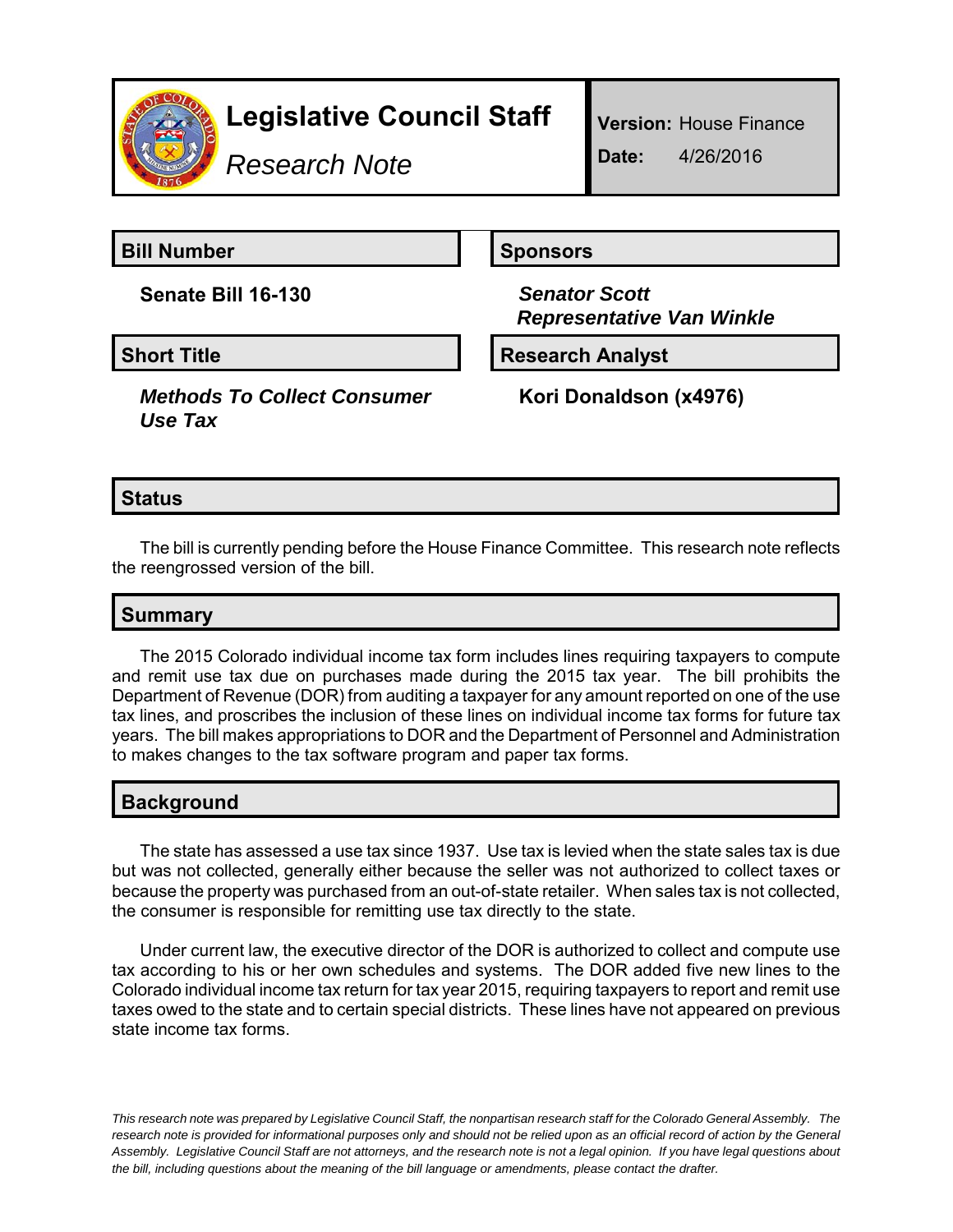# Legislative Council Staff

*Research Note*

**Version:** House Finance

**Date:** 4/26/2016

## Bill Number

**Senate Bill 16-130**

## Sponsors

***Senator Scott***
***Representative Van Winkle***

## Short Title

***Methods To Collect Consumer Use Tax***

## Research Analyst

**Kori Donaldson (x4976)**

## Status

The bill is currently pending before the House Finance Committee. This research note reflects the reengrossed version of the bill.

## Summary

The 2015 Colorado individual income tax form includes lines requiring taxpayers to compute and remit use tax due on purchases made during the 2015 tax year. The bill prohibits the Department of Revenue (DOR) from auditing a taxpayer for any amount reported on one of the use tax lines, and proscribes the inclusion of these lines on individual income tax forms for future tax years. The bill makes appropriations to DOR and the Department of Personnel and Administration to makes changes to the tax software program and paper tax forms.

## Background

The state has assessed a use tax since 1937. Use tax is levied when the state sales tax is due but was not collected, generally either because the seller was not authorized to collect taxes or because the property was purchased from an out-of-state retailer. When sales tax is not collected, the consumer is responsible for remitting use tax directly to the state.

Under current law, the executive director of the DOR is authorized to collect and compute use tax according to his or her own schedules and systems. The DOR added five new lines to the Colorado individual income tax return for tax year 2015, requiring taxpayers to report and remit use taxes owed to the state and to certain special districts. These lines have not appeared on previous state income tax forms.

*This research note was prepared by Legislative Council Staff, the nonpartisan research staff for the Colorado General Assembly. The research note is provided for informational purposes only and should not be relied upon as an official record of action by the General Assembly. Legislative Council Staff are not attorneys, and the research note is not a legal opinion. If you have legal questions about the bill, including questions about the meaning of the bill language or amendments, please contact the drafter.*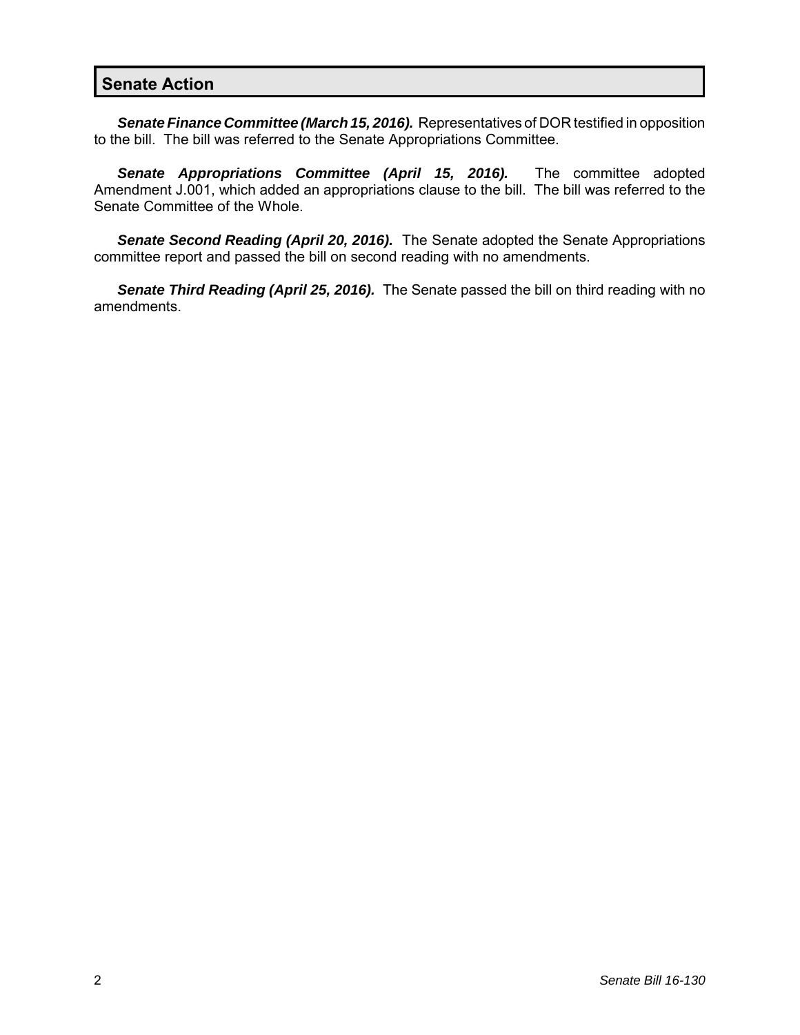## Senate Action

***Senate Finance Committee (March 15, 2016).*** Representatives of DOR testified in opposition to the bill. The bill was referred to the Senate Appropriations Committee.

***Senate Appropriations Committee (April 15, 2016).*** The committee adopted Amendment J.001, which added an appropriations clause to the bill. The bill was referred to the Senate Committee of the Whole.

***Senate Second Reading (April 20, 2016).*** The Senate adopted the Senate Appropriations committee report and passed the bill on second reading with no amendments.

***Senate Third Reading (April 25, 2016).*** The Senate passed the bill on third reading with no amendments.